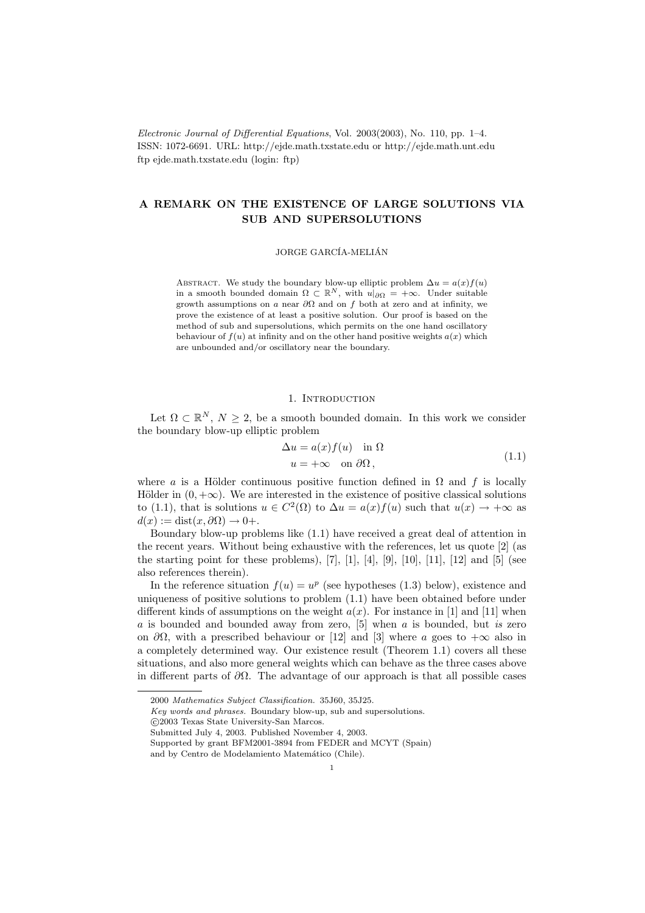# A REMARK ON THE EXISTENCE OF LARGE SOLUTIONS VIA SUB AND SUPERSOLUTIONS

JORGE GARCÍA-MELIÁN

Abstract. We study the boundary blow-up elliptic problem $\Delta u = a(x)f(u)$ in a smooth bounded domain $\Omega \subset \mathbb{R}^N$, with $u|_{\partial\Omega} = +\infty$. Under suitable growth assumptions on $a$ near $\partial\Omega$ and on $f$ both at zero and at infinity, we prove the existence of at least a positive solution. Our proof is based on the method of sub and supersolutions, which permits on the one hand oscillatory behaviour of $f(u)$ at infinity and on the other hand positive weights $a(x)$ which are unbounded and/or oscillatory near the boundary.

## 1. Introduction

Let $\Omega \subset \mathbb{R}^N$, $N \geq 2$, be a smooth bounded domain. In this work we consider the boundary blow-up elliptic problem

$$
\begin{aligned}
\Delta u &= a(x)f(u) \quad \text{in } \Omega \\
u &= +\infty \quad \text{on } \partial\Omega\,,
\end{aligned}
\tag{1.1}
$$

where $a$ is a Hölder continuous positive function defined in $\Omega$ and $f$ is locally Hölder in $(0, +\infty)$. We are interested in the existence of positive classical solutions to (1.1), that is solutions $u \in C^2(\Omega)$ to $\Delta u = a(x)f(u)$ such that $u(x) \to +\infty$ as $d(x) := \text{dist}(x, \partial\Omega) \to 0+$.

Boundary blow-up problems like (1.1) have received a great deal of attention in the recent years. Without being exhaustive with the references, let us quote [2] (as the starting point for these problems), [7], [1], [4], [9], [10], [11], [12] and [5] (see also references therein).

In the reference situation $f(u) = u^p$ (see hypotheses (1.3) below), existence and uniqueness of positive solutions to problem (1.1) have been obtained before under different kinds of assumptions on the weight $a(x)$. For instance in [1] and [11] when $a$ is bounded and bounded away from zero, [5] when $a$ is bounded, but *is* zero on $\partial\Omega$, with a prescribed behaviour or [12] and [3] where $a$ goes to $+\infty$ also in a completely determined way. Our existence result (Theorem 1.1) covers all these situations, and also more general weights which can behave as the three cases above in different parts of $\partial\Omega$. The advantage of our approach is that all possible cases

---

2000 *Mathematics Subject Classification.* 35J60, 35J25.

*Key words and phrases.* Boundary blow-up, sub and supersolutions.

©2003 Texas State University-San Marcos.

Submitted July 4, 2003. Published November 4, 2003.

Supported by grant BFM2001-3894 from FEDER and MCYT (Spain) and by Centro de Modelamiento Matemático (Chile).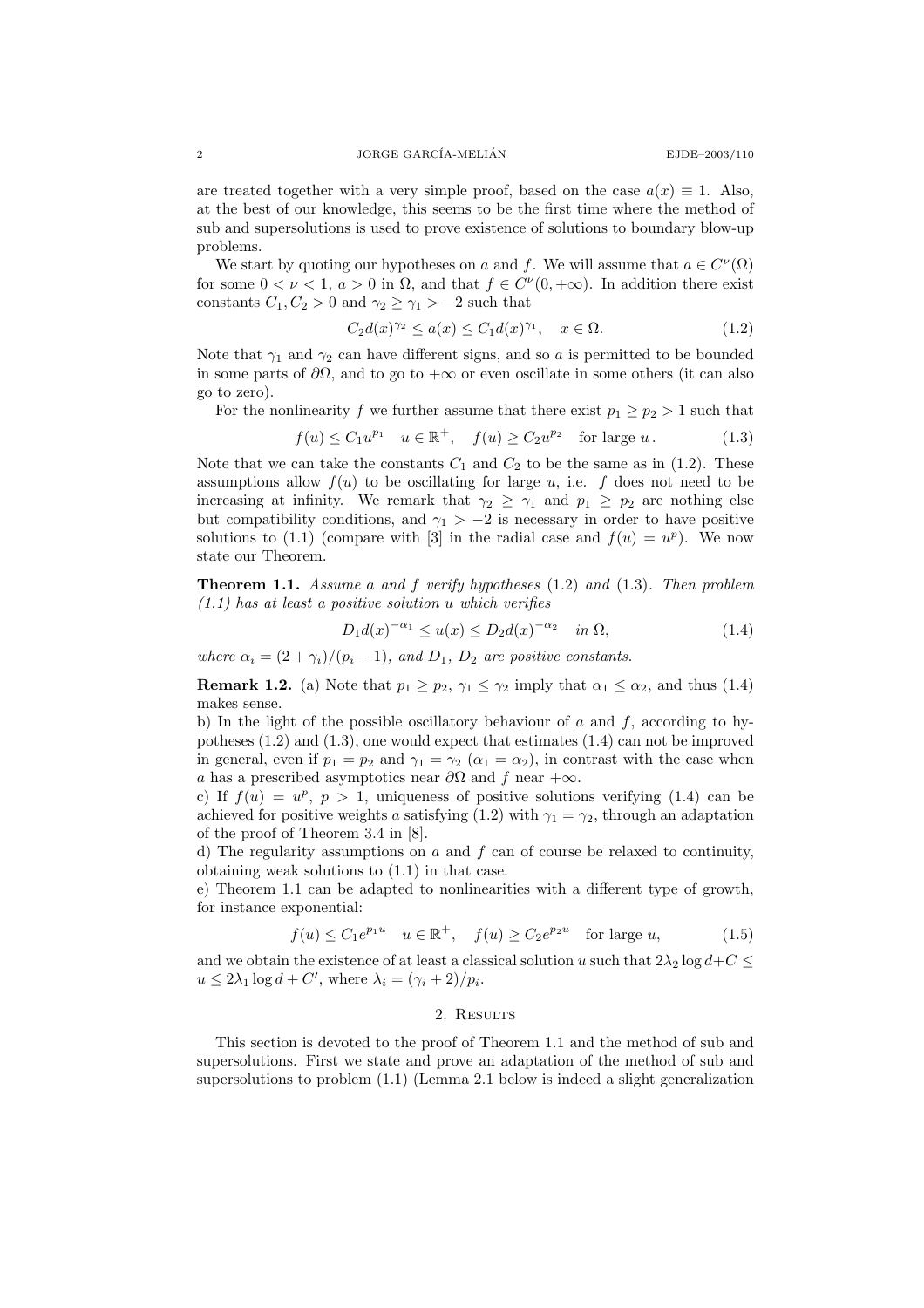are treated together with a very simple proof, based on the case $a(x) \equiv 1$. Also, at the best of our knowledge, this seems to be the first time where the method of sub and supersolutions is used to prove existence of solutions to boundary blow-up problems.

We start by quoting our hypotheses on $a$ and $f$. We will assume that $a \in C^\nu(\Omega)$ for some $0 < \nu < 1$, $a > 0$ in $\Omega$, and that $f \in C^\nu(0, +\infty)$. In addition there exist constants $C_1, C_2 > 0$ and $\gamma_2 \geq \gamma_1 > -2$ such that

$$C_2 d(x)^{\gamma_2} \leq a(x) \leq C_1 d(x)^{\gamma_1}, \quad x \in \Omega. \tag{1.2}$$

Note that $\gamma_1$ and $\gamma_2$ can have different signs, and so $a$ is permitted to be bounded in some parts of $\partial\Omega$, and to go to $+\infty$ or even oscillate in some others (it can also go to zero).

For the nonlinearity $f$ we further assume that there exist $p_1 \geq p_2 > 1$ such that

$$f(u) \leq C_1 u^{p_1} \quad u \in \mathbb{R}^+, \quad f(u) \geq C_2 u^{p_2} \quad \text{for large } u\,. \tag{1.3}$$

Note that we can take the constants $C_1$ and $C_2$ to be the same as in (1.2). These assumptions allow $f(u)$ to be oscillating for large $u$, i.e. $f$ does not need to be increasing at infinity. We remark that $\gamma_2 \geq \gamma_1$ and $p_1 \geq p_2$ are nothing else but compatibility conditions, and $\gamma_1 > -2$ is necessary in order to have positive solutions to (1.1) (compare with [3] in the radial case and $f(u) = u^p$). We now state our Theorem.

**Theorem 1.1.** *Assume $a$ and $f$ verify hypotheses* (1.2) *and* (1.3). *Then problem (1.1) has at least a positive solution $u$ which verifies*

$$D_1 d(x)^{-\alpha_1} \leq u(x) \leq D_2 d(x)^{-\alpha_2} \quad \text{in } \Omega, \tag{1.4}$$

*where $\alpha_i = (2 + \gamma_i)/(p_i - 1)$, and $D_1$, $D_2$ are positive constants.*

**Remark 1.2.** (a) Note that $p_1 \geq p_2$, $\gamma_1 \leq \gamma_2$ imply that $\alpha_1 \leq \alpha_2$, and thus (1.4) makes sense.
b) In the light of the possible oscillatory behaviour of $a$ and $f$, according to hypotheses (1.2) and (1.3), one would expect that estimates (1.4) can not be improved in general, even if $p_1 = p_2$ and $\gamma_1 = \gamma_2$ ($\alpha_1 = \alpha_2$), in contrast with the case when $a$ has a prescribed asymptotics near $\partial\Omega$ and $f$ near $+\infty$.
c) If $f(u) = u^p$, $p > 1$, uniqueness of positive solutions verifying (1.4) can be achieved for positive weights $a$ satisfying (1.2) with $\gamma_1 = \gamma_2$, through an adaptation of the proof of Theorem 3.4 in [8].
d) The regularity assumptions on $a$ and $f$ can of course be relaxed to continuity, obtaining weak solutions to (1.1) in that case.
e) Theorem 1.1 can be adapted to nonlinearities with a different type of growth, for instance exponential:

$$f(u) \leq C_1 e^{p_1 u} \quad u \in \mathbb{R}^+, \quad f(u) \geq C_2 e^{p_2 u} \quad \text{for large } u, \tag{1.5}$$

and we obtain the existence of at least a classical solution $u$ such that $2\lambda_2 \log d + C \leq u \leq 2\lambda_1 \log d + C'$, where $\lambda_i = (\gamma_i + 2)/p_i$.

## 2. Results

This section is devoted to the proof of Theorem 1.1 and the method of sub and supersolutions. First we state and prove an adaptation of the method of sub and supersolutions to problem (1.1) (Lemma 2.1 below is indeed a slight generalization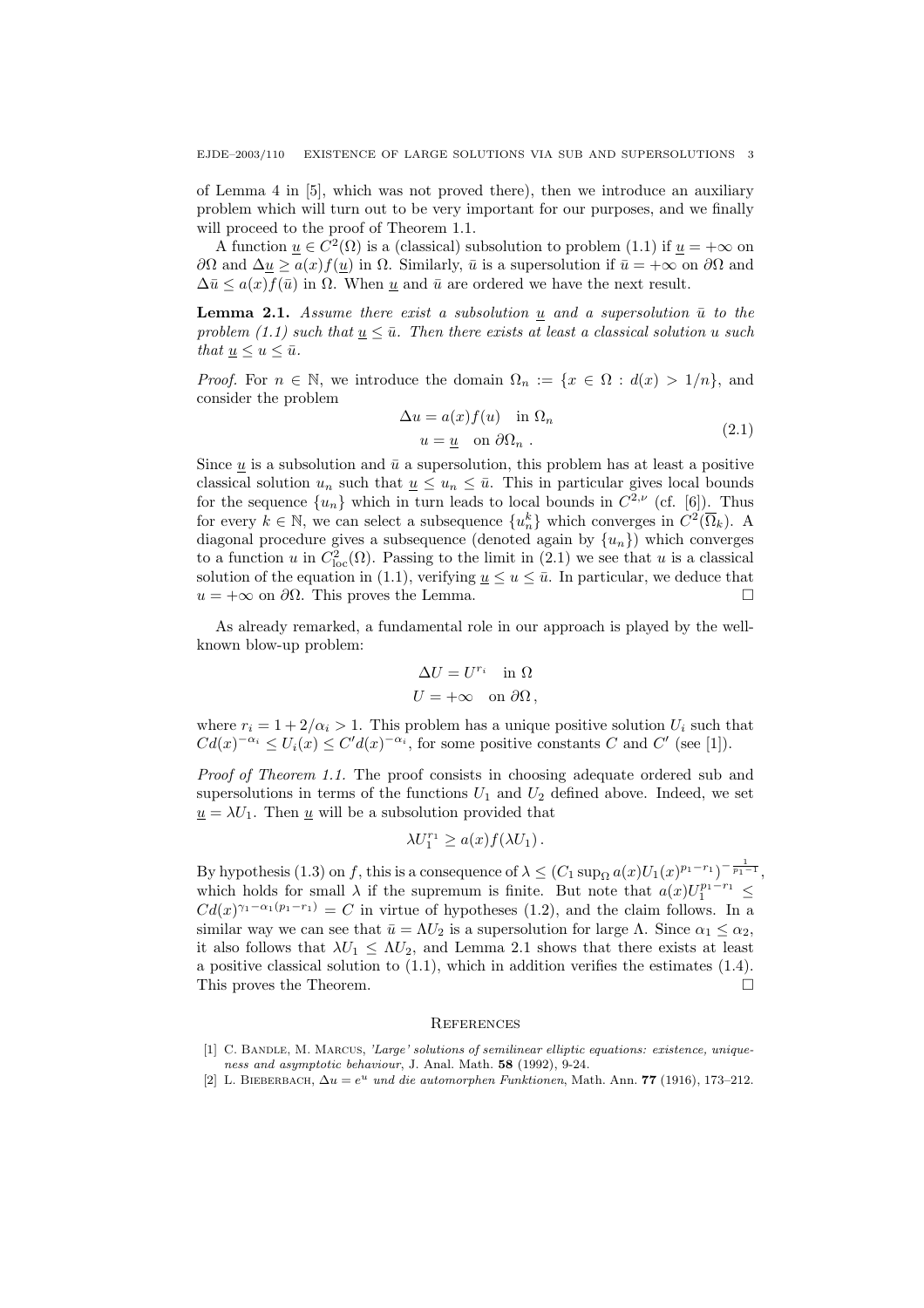of Lemma 4 in [5], which was not proved there), then we introduce an auxiliary problem which will turn out to be very important for our purposes, and we finally will proceed to the proof of Theorem 1.1.

A function $\underline{u} \in C^2(\Omega)$ is a (classical) subsolution to problem (1.1) if $\underline{u} = +\infty$ on $\partial\Omega$ and $\Delta \underline{u} \geq a(x) f(\underline{u})$ in $\Omega$. Similarly, $\bar{u}$ is a supersolution if $\bar{u} = +\infty$ on $\partial\Omega$ and $\Delta \bar{u} \leq a(x) f(\bar{u})$ in $\Omega$. When $\underline{u}$ and $\bar{u}$ are ordered we have the next result.

**Lemma 2.1.** *Assume there exist a subsolution $\underline{u}$ and a supersolution $\bar{u}$ to the problem (1.1) such that $\underline{u} \leq \bar{u}$. Then there exists at least a classical solution $u$ such that $\underline{u} \leq u \leq \bar{u}$.*

*Proof.* For $n \in \mathbb{N}$, we introduce the domain $\Omega_n := \{x \in \Omega : d(x) > 1/n\}$, and consider the problem

$$
\begin{aligned}
\Delta u &= a(x) f(u) \quad \text{in } \Omega_n \\
u &= \underline{u} \quad \text{on } \partial\Omega_n \, .
\end{aligned}
\tag{2.1}
$$

Since $\underline{u}$ is a subsolution and $\bar{u}$ a supersolution, this problem has at least a positive classical solution $u_n$ such that $\underline{u} \leq u_n \leq \bar{u}$. This in particular gives local bounds for the sequence $\{u_n\}$ which in turn leads to local bounds in $C^{2,\nu}$ (cf. [6]). Thus for every $k \in \mathbb{N}$, we can select a subsequence $\{u_n^k\}$ which converges in $C^2(\overline{\Omega}_k)$. A diagonal procedure gives a subsequence (denoted again by $\{u_n\}$) which converges to a function $u$ in $C^2_{\text{loc}}(\Omega)$. Passing to the limit in (2.1) we see that $u$ is a classical solution of the equation in (1.1), verifying $\underline{u} \leq u \leq \bar{u}$. In particular, we deduce that $u = +\infty$ on $\partial\Omega$. This proves the Lemma. $\square$

As already remarked, a fundamental role in our approach is played by the well-known blow-up problem:

$$
\begin{aligned}
\Delta U &= U^{r_i} \quad \text{in } \Omega \\
U &= +\infty \quad \text{on } \partial\Omega \, ,
\end{aligned}
$$

where $r_i = 1 + 2/\alpha_i > 1$. This problem has a unique positive solution $U_i$ such that $Cd(x)^{-\alpha_i} \leq U_i(x) \leq C' d(x)^{-\alpha_i}$, for some positive constants $C$ and $C'$ (see [1]).

*Proof of Theorem 1.1.* The proof consists in choosing adequate ordered sub and supersolutions in terms of the functions $U_1$ and $U_2$ defined above. Indeed, we set $\underline{u} = \lambda U_1$. Then $\underline{u}$ will be a subsolution provided that

$$
\lambda U_1^{r_1} \geq a(x) f(\lambda U_1) \, .
$$

By hypothesis (1.3) on $f$, this is a consequence of $\lambda \leq (C_1 \sup_\Omega a(x) U_1(x)^{p_1 - r_1})^{-\frac{1}{p_1 - 1}}$, which holds for small $\lambda$ if the supremum is finite. But note that $a(x) U_1^{p_1 - r_1} \leq C d(x)^{\gamma_1 - \alpha_1(p_1 - r_1)} = C$ in virtue of hypotheses (1.2), and the claim follows. In a similar way we can see that $\bar{u} = \Lambda U_2$ is a supersolution for large $\Lambda$. Since $\alpha_1 \leq \alpha_2$, it also follows that $\lambda U_1 \leq \Lambda U_2$, and Lemma 2.1 shows that there exists at least a positive classical solution to (1.1), which in addition verifies the estimates (1.4). This proves the Theorem. $\square$

## References

[1] C. Bandle, M. Marcus, *'Large' solutions of semilinear elliptic equations: existence, uniqueness and asymptotic behaviour*, J. Anal. Math. **58** (1992), 9-24.

[2] L. Bieberbach, *$\Delta u = e^u$ und die automorphen Funktionen*, Math. Ann. **77** (1916), 173–212.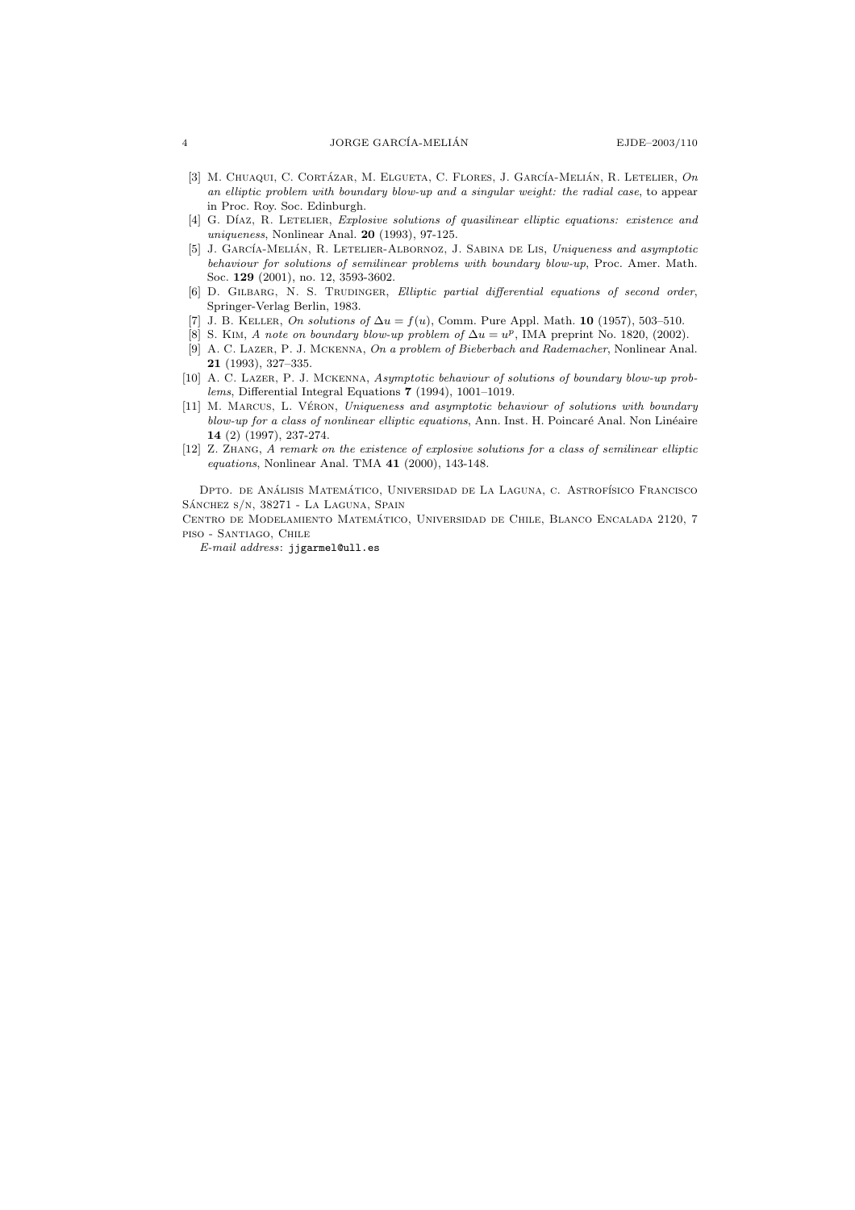[3] M. Chuaqui, C. Cortázar, M. Elgueta, C. Flores, J. García-Melián, R. Letelier, *On an elliptic problem with boundary blow-up and a singular weight: the radial case*, to appear in Proc. Roy. Soc. Edinburgh.

[4] G. Díaz, R. Letelier, *Explosive solutions of quasilinear elliptic equations: existence and uniqueness*, Nonlinear Anal. **20** (1993), 97-125.

[5] J. García-Melián, R. Letelier-Albornoz, J. Sabina de Lis, *Uniqueness and asymptotic behaviour for solutions of semilinear problems with boundary blow-up*, Proc. Amer. Math. Soc. **129** (2001), no. 12, 3593-3602.

[6] D. Gilbarg, N. S. Trudinger, *Elliptic partial differential equations of second order*, Springer-Verlag Berlin, 1983.

[7] J. B. Keller, *On solutions of $\Delta u = f(u)$*, Comm. Pure Appl. Math. **10** (1957), 503–510.

[8] S. Kim, *A note on boundary blow-up problem of $\Delta u = u^p$*, IMA preprint No. 1820, (2002).

[9] A. C. Lazer, P. J. Mckenna, *On a problem of Bieberbach and Rademacher*, Nonlinear Anal. **21** (1993), 327–335.

[10] A. C. Lazer, P. J. Mckenna, *Asymptotic behaviour of solutions of boundary blow-up problems*, Differential Integral Equations **7** (1994), 1001–1019.

[11] M. Marcus, L. Véron, *Uniqueness and asymptotic behaviour of solutions with boundary blow-up for a class of nonlinear elliptic equations*, Ann. Inst. H. Poincaré Anal. Non Linéaire **14** (2) (1997), 237-274.

[12] Z. Zhang, *A remark on the existence of explosive solutions for a class of semilinear elliptic equations*, Nonlinear Anal. TMA **41** (2000), 143-148.

Dpto. de Análisis Matemático, Universidad de La Laguna, c. Astrofísico Francisco Sánchez s/n, 38271 - La Laguna, Spain

Centro de Modelamiento Matemático, Universidad de Chile, Blanco Encalada 2120, 7 piso - Santiago, Chile

*E-mail address*: jjgarmel@ull.es